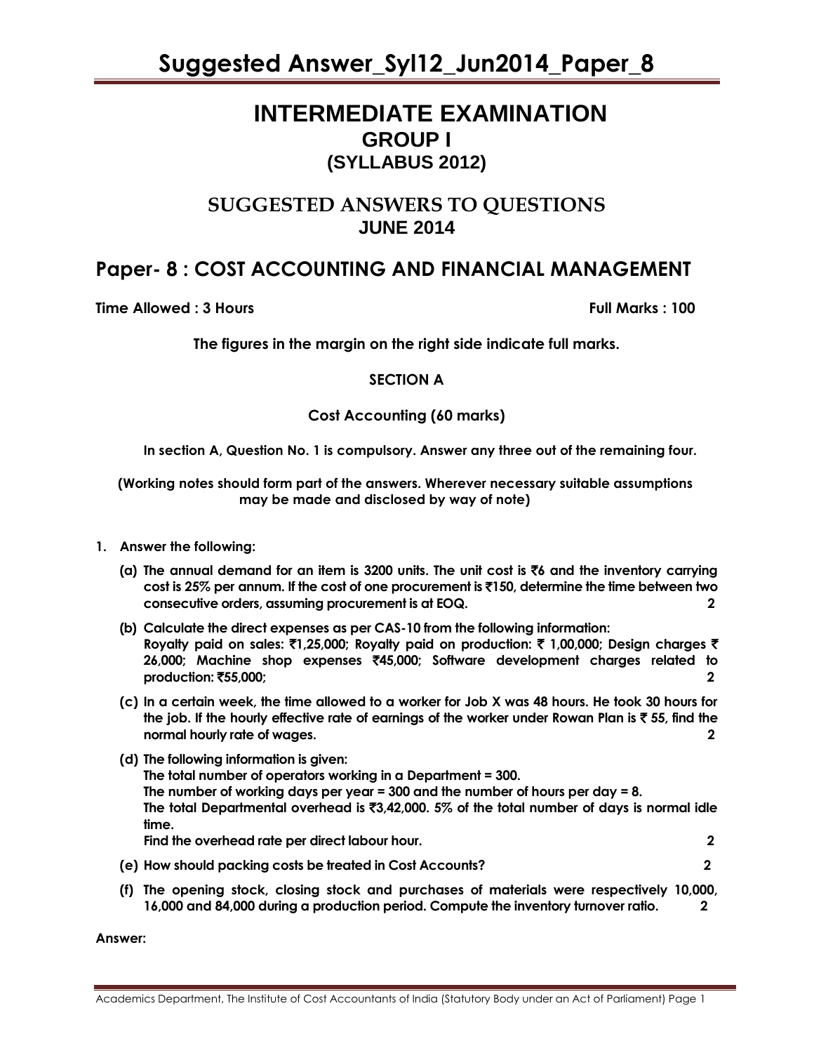# INTERMEDIATE EXAMINATION
## GROUP I
### (SYLLABUS 2012)

## SUGGESTED ANSWERS TO QUESTIONS
### JUNE 2014

## Paper- 8 : COST ACCOUNTING AND FINANCIAL MANAGEMENT

**Time Allowed : 3 Hours** **Full Marks : 100**

**The figures in the margin on the right side indicate full marks.**

**SECTION A**

**Cost Accounting (60 marks)**

**In section A, Question No. 1 is compulsory. Answer any three out of the remaining four.**

**(Working notes should form part of the answers. Wherever necessary suitable assumptions may be made and disclosed by way of note)**

**1. Answer the following:**

**(a) The annual demand for an item is 3200 units. The unit cost is ₹6 and the inventory carrying cost is 25% per annum. If the cost of one procurement is ₹150, determine the time between two consecutive orders, assuming procurement is at EOQ.** **2**

**(b) Calculate the direct expenses as per CAS-10 from the following information:**
**Royalty paid on sales: ₹1,25,000; Royalty paid on production: ₹ 1,00,000; Design charges ₹ 26,000; Machine shop expenses ₹45,000; Software development charges related to production: ₹55,000;** **2**

**(c) In a certain week, the time allowed to a worker for Job X was 48 hours. He took 30 hours for the job. If the hourly effective rate of earnings of the worker under Rowan Plan is ₹ 55, find the normal hourly rate of wages.** **2**

**(d) The following information is given:**
**The total number of operators working in a Department = 300.**
**The number of working days per year = 300 and the number of hours per day = 8.**
**The total Departmental overhead is ₹3,42,000. 5% of the total number of days is normal idle time.**
**Find the overhead rate per direct labour hour.** **2**

**(e) How should packing costs be treated in Cost Accounts?** **2**

**(f) The opening stock, closing stock and purchases of materials were respectively 10,000, 16,000 and 84,000 during a production period. Compute the inventory turnover ratio.** **2**

**Answer:**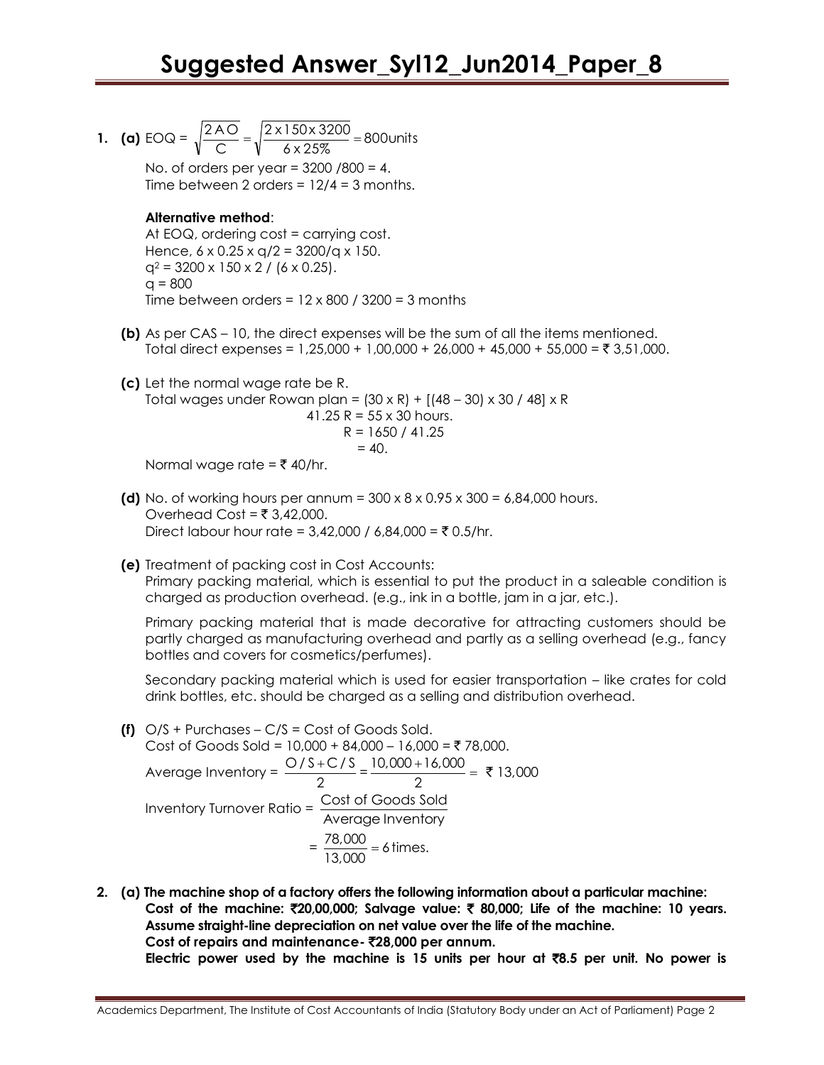**1. (a)** EOQ = $\sqrt{\frac{2AO}{C}} = \sqrt{\frac{2 \times 150 \times 3200}{6 \times 25\%}} = 800$units

No. of orders per year = 3200 /800 = 4.
Time between 2 orders = 12/4 = 3 months.

**Alternative method**:
At EOQ, ordering cost = carrying cost.
Hence, 6 x 0.25 x q/2 = 3200/q x 150.
$q^2$ = 3200 x 150 x 2 / (6 x 0.25).
q = 800
Time between orders = 12 x 800 / 3200 = 3 months

**(b)** As per CAS – 10, the direct expenses will be the sum of all the items mentioned.
Total direct expenses = 1,25,000 + 1,00,000 + 26,000 + 45,000 + 55,000 = ₹ 3,51,000.

**(c)** Let the normal wage rate be R.
Total wages under Rowan plan = (30 x R) + [(48 – 30) x 30 / 48] x R
41.25 R = 55 x 30 hours.
R = 1650 / 41.25
= 40.

Normal wage rate = ₹ 40/hr.

**(d)** No. of working hours per annum = 300 x 8 x 0.95 x 300 = 6,84,000 hours.
Overhead Cost = ₹ 3,42,000.
Direct labour hour rate = 3,42,000 / 6,84,000 = ₹ 0.5/hr.

**(e)** Treatment of packing cost in Cost Accounts:
Primary packing material, which is essential to put the product in a saleable condition is charged as production overhead. (e.g., ink in a bottle, jam in a jar, etc.).

Primary packing material that is made decorative for attracting customers should be partly charged as manufacturing overhead and partly as a selling overhead (e.g., fancy bottles and covers for cosmetics/perfumes).

Secondary packing material which is used for easier transportation – like crates for cold drink bottles, etc. should be charged as a selling and distribution overhead.

**(f)** O/S + Purchases – C/S = Cost of Goods Sold.
Cost of Goods Sold = 10,000 + 84,000 – 16,000 = ₹ 78,000.

Average Inventory = $\frac{O/S + C/S}{2} = \frac{10,000 + 16,000}{2} =$ ₹ 13,000

Inventory Turnover Ratio = $\frac{\text{Cost of Goods Sold}}{\text{Average Inventory}}$

$= \frac{78,000}{13,000} = 6$ times.

**2. (a) The machine shop of a factory offers the following information about a particular machine:**
**Cost of the machine: ₹20,00,000; Salvage value: ₹ 80,000; Life of the machine: 10 years. Assume straight-line depreciation on net value over the life of the machine.**
**Cost of repairs and maintenance- ₹28,000 per annum.**
**Electric power used by the machine is 15 units per hour at ₹8.5 per unit. No power is**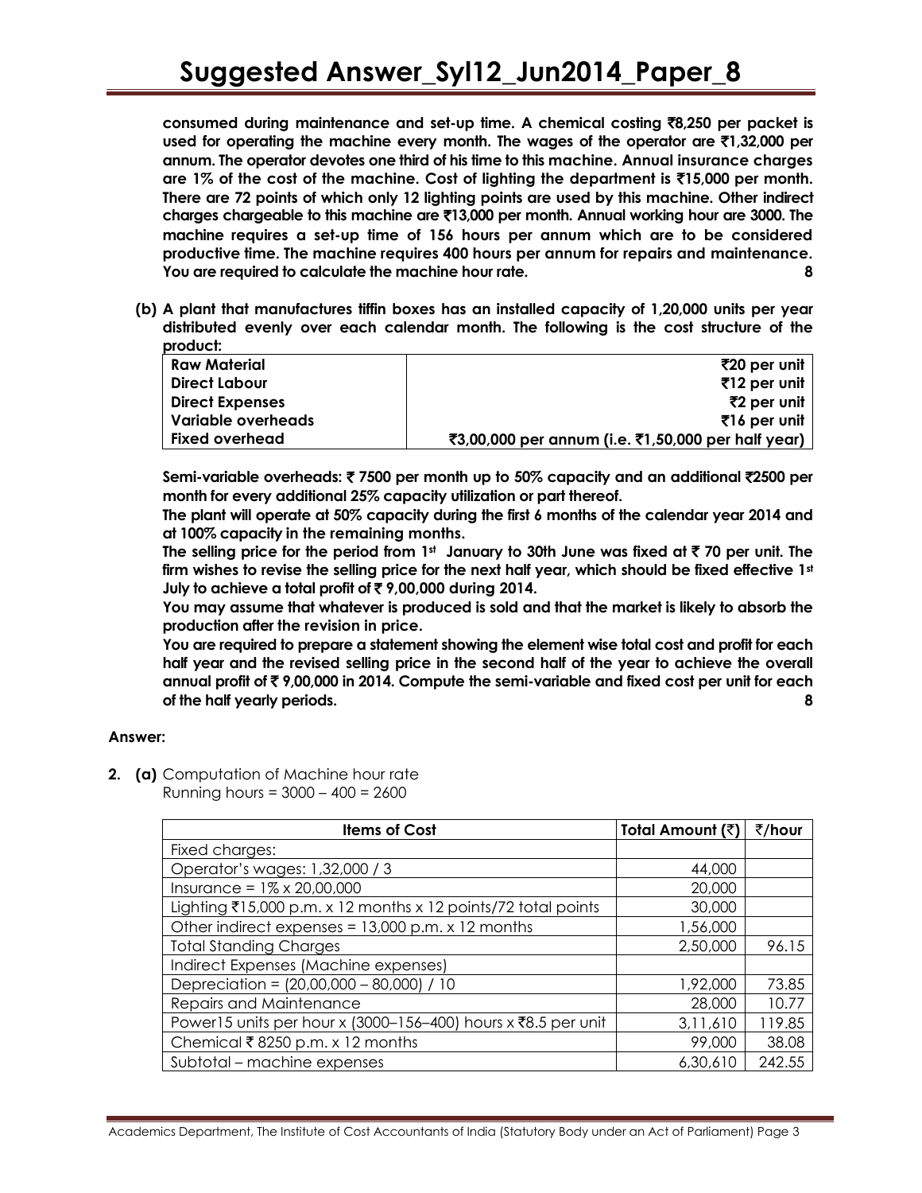**consumed during maintenance and set-up time. A chemical costing ₹8,250 per packet is used for operating the machine every month. The wages of the operator are ₹1,32,000 per annum. The operator devotes one third of his time to this machine. Annual insurance charges are 1% of the cost of the machine. Cost of lighting the department is ₹15,000 per month. There are 72 points of which only 12 lighting points are used by this machine. Other indirect charges chargeable to this machine are ₹13,000 per month. Annual working hour are 3000. The machine requires a set-up time of 156 hours per annum which are to be considered productive time. The machine requires 400 hours per annum for repairs and maintenance. You are required to calculate the machine hour rate.** **8**

**(b) A plant that manufactures tiffin boxes has an installed capacity of 1,20,000 units per year distributed evenly over each calendar month. The following is the cost structure of the product:**

| **Raw Material** | **₹20 per unit** |
|---|---|
| **Direct Labour** | **₹12 per unit** |
| **Direct Expenses** | **₹2 per unit** |
| **Variable overheads** | **₹16 per unit** |
| **Fixed overhead** | **₹3,00,000 per annum (i.e. ₹1,50,000 per half year)** |

**Semi-variable overheads: ₹ 7500 per month up to 50% capacity and an additional ₹2500 per month for every additional 25% capacity utilization or part thereof.**

**The plant will operate at 50% capacity during the first 6 months of the calendar year 2014 and at 100% capacity in the remaining months.**

**The selling price for the period from 1st January to 30th June was fixed at ₹ 70 per unit. The firm wishes to revise the selling price for the next half year, which should be fixed effective 1st July to achieve a total profit of ₹ 9,00,000 during 2014.**

**You may assume that whatever is produced is sold and that the market is likely to absorb the production after the revision in price.**

**You are required to prepare a statement showing the element wise total cost and profit for each half year and the revised selling price in the second half of the year to achieve the overall annual profit of ₹ 9,00,000 in 2014. Compute the semi-variable and fixed cost per unit for each of the half yearly periods.** **8**

**Answer:**

**2. (a)** Computation of Machine hour rate
Running hours = 3000 – 400 = 2600

| Items of Cost | Total Amount (₹) | ₹/hour |
|---|---|---|
| Fixed charges: | | |
| Operator's wages: 1,32,000 / 3 | 44,000 | |
| Insurance = 1% x 20,00,000 | 20,000 | |
| Lighting ₹15,000 p.m. x 12 months x 12 points/72 total points | 30,000 | |
| Other indirect expenses = 13,000 p.m. x 12 months | 1,56,000 | |
| Total Standing Charges | 2,50,000 | 96.15 |
| Indirect Expenses (Machine expenses) | | |
| Depreciation = (20,00,000 – 80,000) / 10 | 1,92,000 | 73.85 |
| Repairs and Maintenance | 28,000 | 10.77 |
| Power15 units per hour x (3000–156–400) hours x ₹8.5 per unit | 3,11,610 | 119.85 |
| Chemical ₹ 8250 p.m. x 12 months | 99,000 | 38.08 |
| Subtotal – machine expenses | 6,30,610 | 242.55 |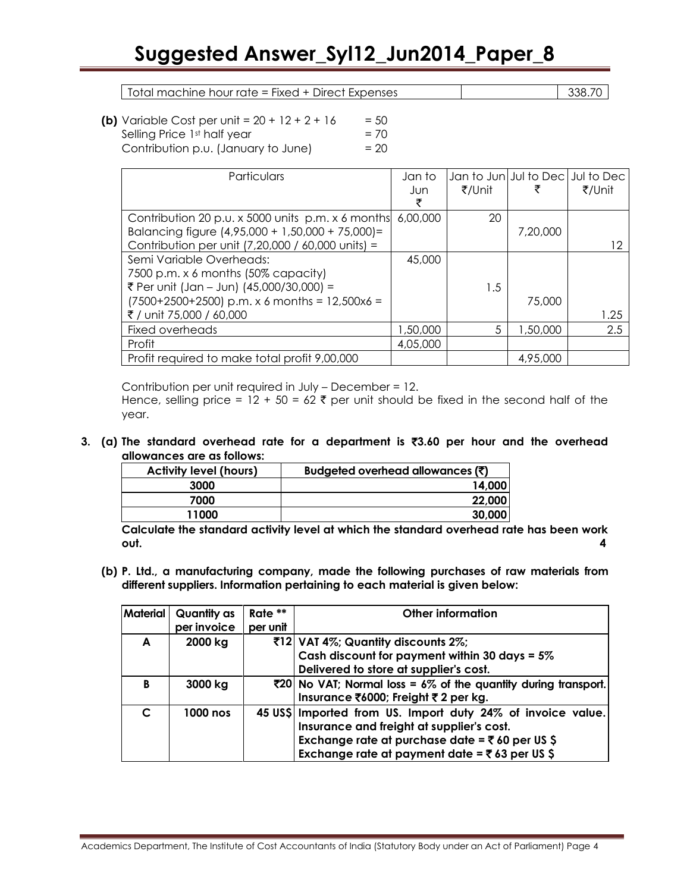| Total machine hour rate = Fixed + Direct Expenses | | 338.70 |
|---|---|---|

**(b)** Variable Cost per unit = 20 + 12 + 2 + 16 = 50
Selling Price 1st half year = 70
Contribution p.u. (January to June) = 20

| Particulars | Jan to Jun ₹ | Jan to Jun ₹/Unit | Jul to Dec ₹ | Jul to Dec ₹/Unit |
|---|---|---|---|---|
| Contribution 20 p.u. x 5000 units p.m. x 6 months<br>Balancing figure (4,95,000 + 1,50,000 + 75,000)=<br>Contribution per unit (7,20,000 / 60,000 units) = | 6,00,000 | 20 | 7,20,000 | 12 |
| Semi Variable Overheads:<br>7500 p.m. x 6 months (50% capacity)<br>₹ Per unit (Jan – Jun) (45,000/30,000) =<br>(7500+2500+2500) p.m. x 6 months = 12,500x6 =<br>₹ / unit 75,000 / 60,000 | 45,000 | 1.5 | 75,000 | 1.25 |
| Fixed overheads | 1,50,000 | 5 | 1,50,000 | 2.5 |
| Profit | 4,05,000 | | | |
| Profit required to make total profit 9,00,000 | | | 4,95,000 | |

Contribution per unit required in July – December = 12.
Hence, selling price = 12 + 50 = 62 ₹ per unit should be fixed in the second half of the year.

**3. (a) The standard overhead rate for a department is ₹3.60 per hour and the overhead allowances are as follows:**

| Activity level (hours) | Budgeted overhead allowances (₹) |
|---|---|
| 3000 | 14,000 |
| 7000 | 22,000 |
| 11000 | 30,000 |

**Calculate the standard activity level at which the standard overhead rate has been work out.** **4**

**(b) P. Ltd., a manufacturing company, made the following purchases of raw materials from different suppliers. Information pertaining to each material is given below:**

| Material | Quantity as per invoice | Rate ** per unit | Other information |
|---|---|---|---|
| A | 2000 kg | ₹12 | VAT 4%; Quantity discounts 2%;<br>Cash discount for payment within 30 days = 5%<br>Delivered to store at supplier's cost. |
| B | 3000 kg | ₹20 | No VAT; Normal loss = 6% of the quantity during transport.<br>Insurance ₹6000; Freight ₹ 2 per kg. |
| C | 1000 nos | 45 US$ | Imported from US. Import duty 24% of invoice value.<br>Insurance and freight at supplier's cost.<br>Exchange rate at purchase date = ₹ 60 per US $<br>Exchange rate at payment date = ₹ 63 per US $ |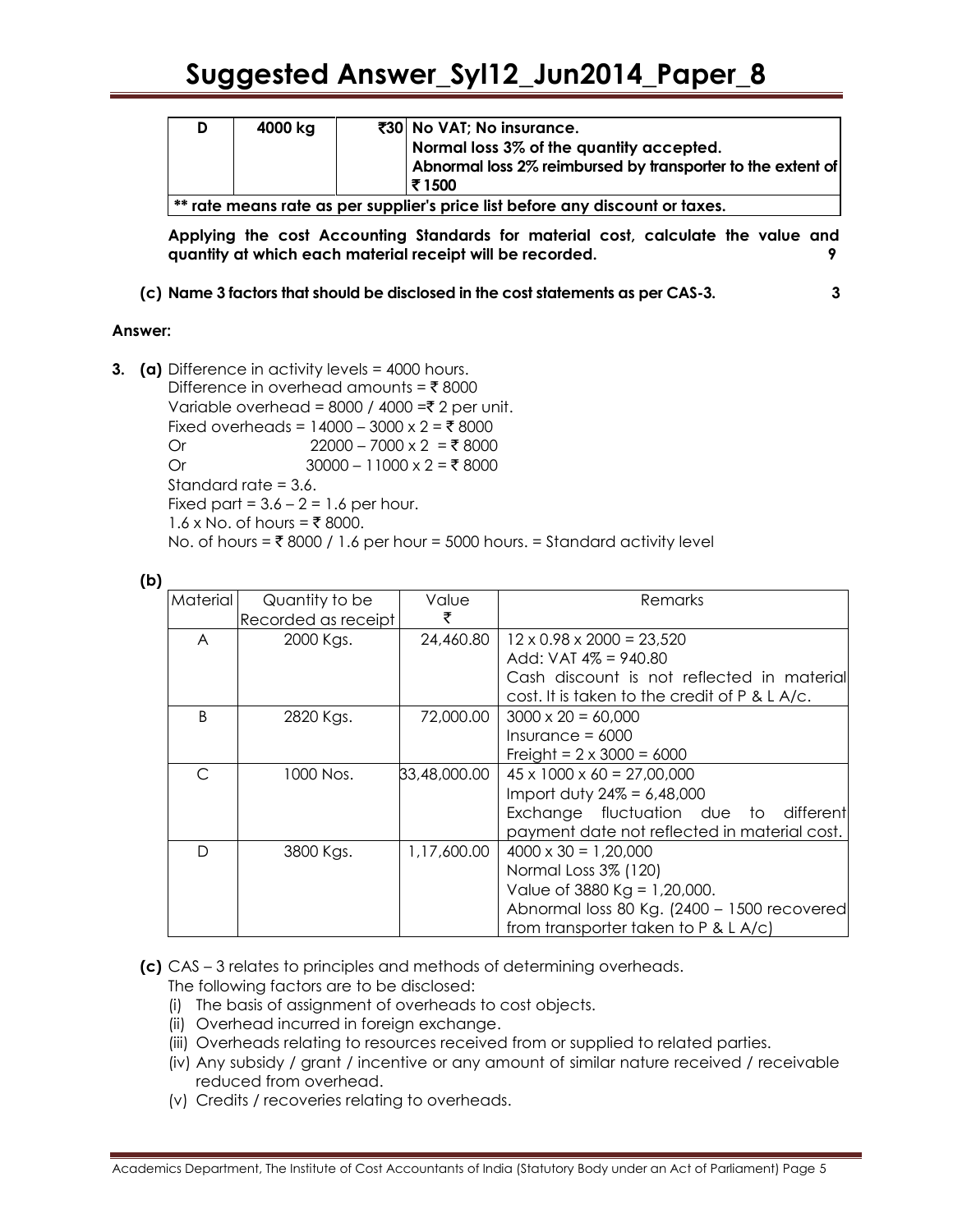| D | 4000 kg | ₹30 | No VAT; No insurance. Normal loss 3% of the quantity accepted. Abnormal loss 2% reimbursed by transporter to the extent of ₹ 1500 |
|---|---|---|---|
| ** rate means rate as per supplier's price list before any discount or taxes. | | | |

**Applying the cost Accounting Standards for material cost, calculate the value and quantity at which each material receipt will be recorded. 9**

**(c) Name 3 factors that should be disclosed in the cost statements as per CAS-3. 3**

**Answer:**

**3. (a)** Difference in activity levels = 4000 hours.

Difference in overhead amounts = ₹ 8000

Variable overhead = 8000 / 4000 =₹ 2 per unit.

Fixed overheads = 14000 – 3000 x 2 = ₹ 8000

Or 22000 – 7000 x 2 = ₹ 8000

Or 30000 – 11000 x 2 = ₹ 8000

Standard rate = 3.6.

Fixed part = 3.6 – 2 = 1.6 per hour.

1.6 x No. of hours = ₹ 8000.

No. of hours = ₹ 8000 / 1.6 per hour = 5000 hours. = Standard activity level

**(b)**

| Material | Quantity to be Recorded as receipt | Value ₹ | Remarks |
|---|---|---|---|
| A | 2000 Kgs. | 24,460.80 | 12 x 0.98 x 2000 = 23,520<br>Add: VAT 4% = 940.80<br>Cash discount is not reflected in material cost. It is taken to the credit of P & L A/c. |
| B | 2820 Kgs. | 72,000.00 | 3000 x 20 = 60,000<br>Insurance = 6000<br>Freight = 2 x 3000 = 6000 |
| C | 1000 Nos. | 33,48,000.00 | 45 x 1000 x 60 = 27,00,000<br>Import duty 24% = 6,48,000<br>Exchange fluctuation due to different payment date not reflected in material cost. |
| D | 3800 Kgs. | 1,17,600.00 | 4000 x 30 = 1,20,000<br>Normal Loss 3% (120)<br>Value of 3880 Kg = 1,20,000.<br>Abnormal loss 80 Kg. (2400 – 1500 recovered from transporter taken to P & L A/c) |

**(c)** CAS – 3 relates to principles and methods of determining overheads.

The following factors are to be disclosed:

(i) The basis of assignment of overheads to cost objects.

(ii) Overhead incurred in foreign exchange.

(iii) Overheads relating to resources received from or supplied to related parties.

(iv) Any subsidy / grant / incentive or any amount of similar nature received / receivable reduced from overhead.

(v) Credits / recoveries relating to overheads.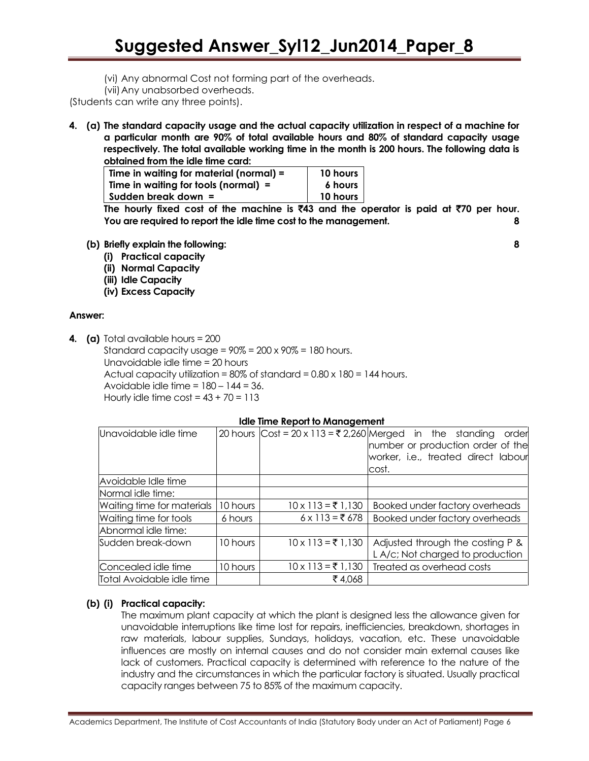(vi) Any abnormal Cost not forming part of the overheads.

(vii) Any unabsorbed overheads.

(Students can write any three points).

**4. (a) The standard capacity usage and the actual capacity utilization in respect of a machine for a particular month are 90% of total available hours and 80% of standard capacity usage respectively. The total available working time in the month is 200 hours. The following data is obtained from the idle time card:**

| | |
|---|---|
| **Time in waiting for material (normal) =** | **10 hours** |
| **Time in waiting for tools (normal) =** | **6 hours** |
| **Sudden break down =** | **10 hours** |

**The hourly fixed cost of the machine is ₹43 and the operator is paid at ₹70 per hour. You are required to report the idle time cost to the management.** **8**

**(b) Briefly explain the following:** **8**

**(i) Practical capacity**

**(ii) Normal Capacity**

**(iii) Idle Capacity**

**(iv) Excess Capacity**

**Answer:**

**4. (a)** Total available hours = 200

Standard capacity usage = 90% = 200 x 90% = 180 hours.

Unavoidable idle time = 20 hours

Actual capacity utilization = 80% of standard = 0.80 x 180 = 144 hours.

Avoidable idle time = 180 – 144 = 36.

Hourly idle time cost = 43 + 70 = 113

**Idle Time Report to Management**

| | | | |
|---|---|---|---|
| Unavoidable idle time | 20 hours | Cost = 20 x 113 = ₹ 2,260 | Merged in the standing order number or production order of the worker, i.e., treated direct labour cost. |
| Avoidable Idle time | | | |
| Normal idle time: | | | |
| Waiting time for materials | 10 hours | 10 x 113 = ₹ 1,130 | Booked under factory overheads |
| Waiting time for tools | 6 hours | 6 x 113 = ₹ 678 | Booked under factory overheads |
| Abnormal idle time: | | | |
| Sudden break-down | 10 hours | 10 x 113 = ₹ 1,130 | Adjusted through the costing P & L A/c; Not charged to production |
| Concealed idle time | 10 hours | 10 x 113 = ₹ 1,130 | Treated as overhead costs |
| Total Avoidable idle time | | ₹ 4,068 | |

**(b) (i) Practical capacity:**

The maximum plant capacity at which the plant is designed less the allowance given for unavoidable interruptions like time lost for repairs, inefficiencies, breakdown, shortages in raw materials, labour supplies, Sundays, holidays, vacation, etc. These unavoidable influences are mostly on internal causes and do not consider main external causes like lack of customers. Practical capacity is determined with reference to the nature of the industry and the circumstances in which the particular factory is situated. Usually practical capacity ranges between 75 to 85% of the maximum capacity.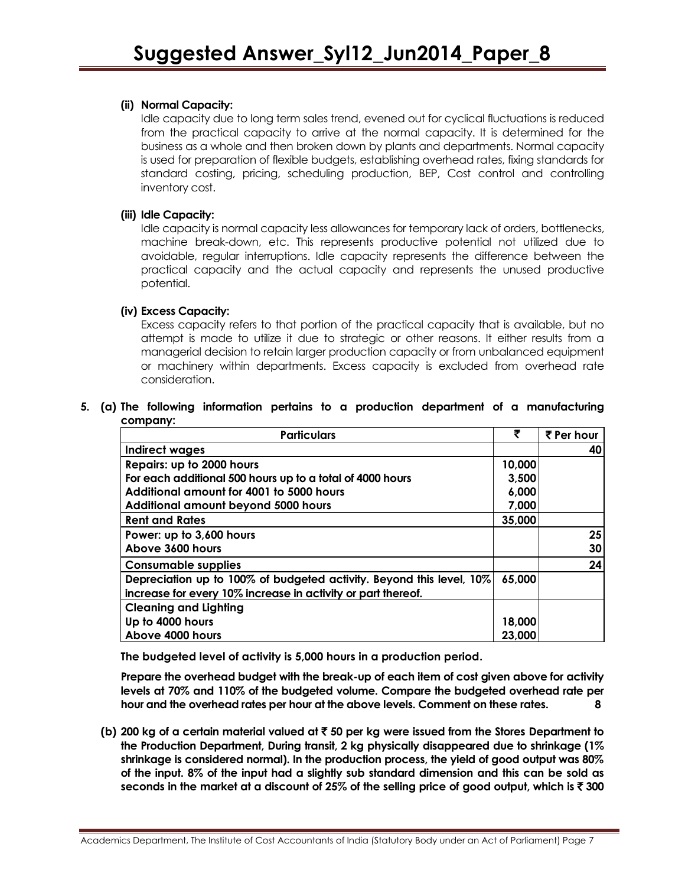**(ii) Normal Capacity:**

Idle capacity due to long term sales trend, evened out for cyclical fluctuations is reduced from the practical capacity to arrive at the normal capacity. It is determined for the business as a whole and then broken down by plants and departments. Normal capacity is used for preparation of flexible budgets, establishing overhead rates, fixing standards for standard costing, pricing, scheduling production, BEP, Cost control and controlling inventory cost.

**(iii) Idle Capacity:**

Idle capacity is normal capacity less allowances for temporary lack of orders, bottlenecks, machine break-down, etc. This represents productive potential not utilized due to avoidable, regular interruptions. Idle capacity represents the difference between the practical capacity and the actual capacity and represents the unused productive potential.

**(iv) Excess Capacity:**

Excess capacity refers to that portion of the practical capacity that is available, but no attempt is made to utilize it due to strategic or other reasons. It either results from a managerial decision to retain larger production capacity or from unbalanced equipment or machinery within departments. Excess capacity is excluded from overhead rate consideration.

**5. (a) The following information pertains to a production department of a manufacturing company:**

| Particulars | ₹ | ₹ Per hour |
|---|---|---|
| **Indirect wages** | | **40** |
| **Repairs: up to 2000 hours** | **10,000** | |
| **For each additional 500 hours up to a total of 4000 hours** | **3,500** | |
| **Additional amount for 4001 to 5000 hours** | **6,000** | |
| **Additional amount beyond 5000 hours** | **7,000** | |
| **Rent and Rates** | **35,000** | |
| **Power: up to 3,600 hours** | | **25** |
| **Above 3600 hours** | | **30** |
| **Consumable supplies** | | **24** |
| **Depreciation up to 100% of budgeted activity. Beyond this level, 10% increase for every 10% increase in activity or part thereof.** | **65,000** | |
| **Cleaning and Lighting** | | |
| **Up to 4000 hours** | **18,000** | |
| **Above 4000 hours** | **23,000** | |

**The budgeted level of activity is 5,000 hours in a production period.**

**Prepare the overhead budget with the break-up of each item of cost given above for activity levels at 70% and 110% of the budgeted volume. Compare the budgeted overhead rate per hour and the overhead rates per hour at the above levels. Comment on these rates. 8**

**(b) 200 kg of a certain material valued at ₹ 50 per kg were issued from the Stores Department to the Production Department, During transit, 2 kg physically disappeared due to shrinkage (1% shrinkage is considered normal). In the production process, the yield of good output was 80% of the input. 8% of the input had a slightly sub standard dimension and this can be sold as seconds in the market at a discount of 25% of the selling price of good output, which is ₹ 300**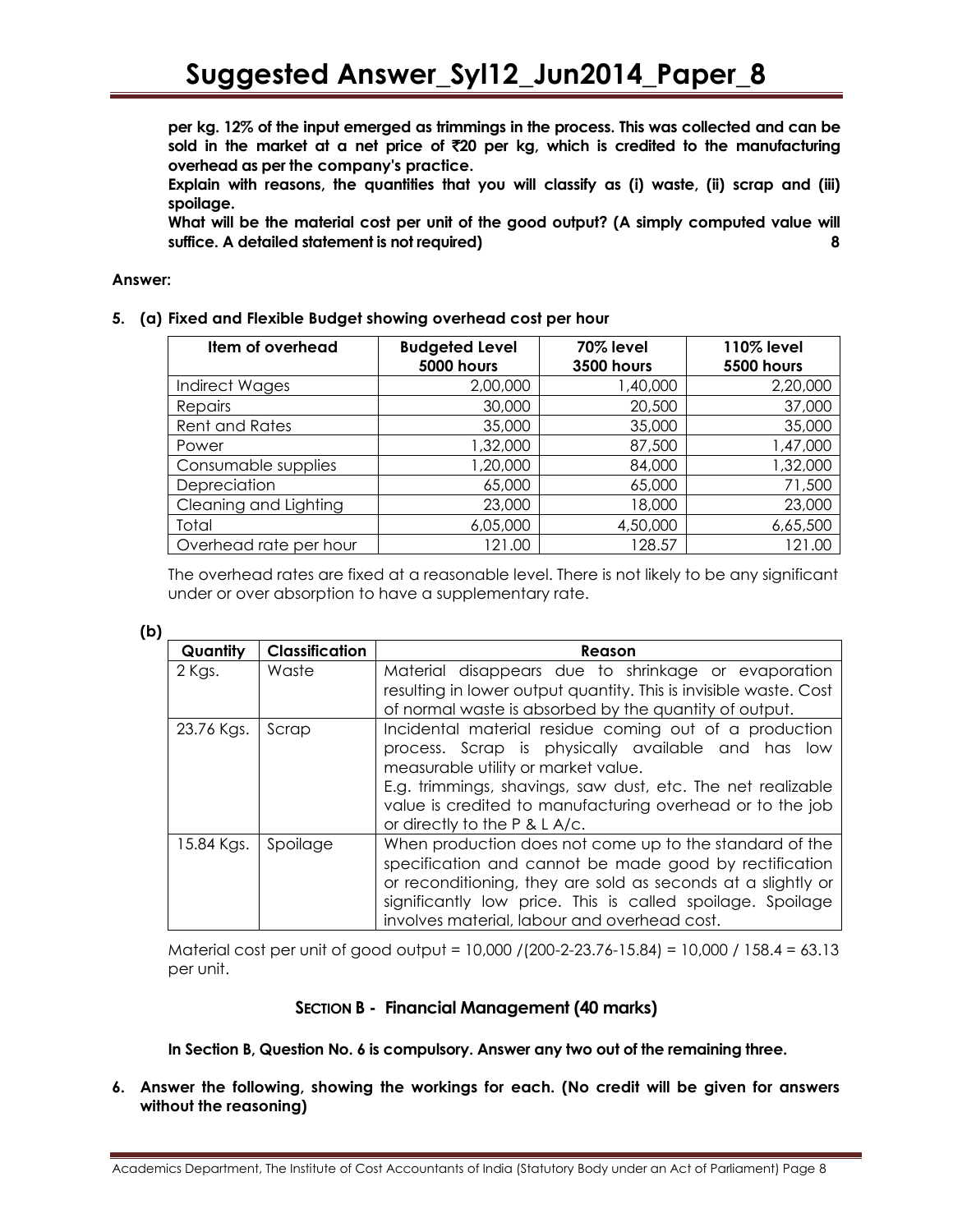**per kg. 12% of the input emerged as trimmings in the process. This was collected and can be sold in the market at a net price of ₹20 per kg, which is credited to the manufacturing overhead as per the company's practice.**

**Explain with reasons, the quantities that you will classify as (i) waste, (ii) scrap and (iii) spoilage.**

**What will be the material cost per unit of the good output? (A simply computed value will suffice. A detailed statement is not required)** **8**

**Answer:**

**5. (a) Fixed and Flexible Budget showing overhead cost per hour**

| Item of overhead | Budgeted Level 5000 hours | 70% level 3500 hours | 110% level 5500 hours |
|---|---|---|---|
| Indirect Wages | 2,00,000 | 1,40,000 | 2,20,000 |
| Repairs | 30,000 | 20,500 | 37,000 |
| Rent and Rates | 35,000 | 35,000 | 35,000 |
| Power | 1,32,000 | 87,500 | 1,47,000 |
| Consumable supplies | 1,20,000 | 84,000 | 1,32,000 |
| Depreciation | 65,000 | 65,000 | 71,500 |
| Cleaning and Lighting | 23,000 | 18,000 | 23,000 |
| Total | 6,05,000 | 4,50,000 | 6,65,500 |
| Overhead rate per hour | 121.00 | 128.57 | 121.00 |

The overhead rates are fixed at a reasonable level. There is not likely to be any significant under or over absorption to have a supplementary rate.

**(b)**

| Quantity | Classification | Reason |
|---|---|---|
| 2 Kgs. | Waste | Material disappears due to shrinkage or evaporation resulting in lower output quantity. This is invisible waste. Cost of normal waste is absorbed by the quantity of output. |
| 23.76 Kgs. | Scrap | Incidental material residue coming out of a production process. Scrap is physically available and has low measurable utility or market value. E.g. trimmings, shavings, saw dust, etc. The net realizable value is credited to manufacturing overhead or to the job or directly to the P & L A/c. |
| 15.84 Kgs. | Spoilage | When production does not come up to the standard of the specification and cannot be made good by rectification or reconditioning, they are sold as seconds at a slightly or significantly low price. This is called spoilage. Spoilage involves material, labour and overhead cost. |

Material cost per unit of good output = 10,000 /(200-2-23.76-15.84) = 10,000 / 158.4 = 63.13 per unit.

## SECTION B - Financial Management (40 marks)

**In Section B, Question No. 6 is compulsory. Answer any two out of the remaining three.**

**6. Answer the following, showing the workings for each. (No credit will be given for answers without the reasoning)**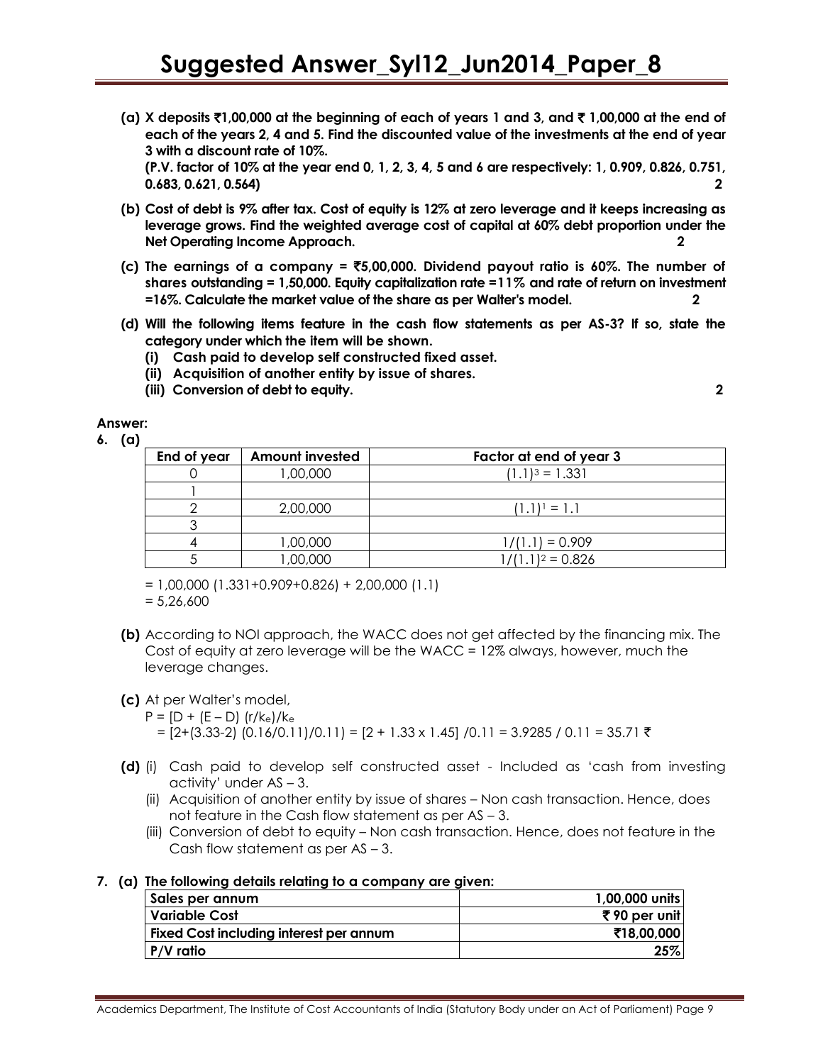**(a) X deposits ₹1,00,000 at the beginning of each of years 1 and 3, and ₹ 1,00,000 at the end of each of the years 2, 4 and 5. Find the discounted value of the investments at the end of year 3 with a discount rate of 10%.**
**(P.V. factor of 10% at the year end 0, 1, 2, 3, 4, 5 and 6 are respectively: 1, 0.909, 0.826, 0.751, 0.683, 0.621, 0.564)** **2**

**(b) Cost of debt is 9% after tax. Cost of equity is 12% at zero leverage and it keeps increasing as leverage grows. Find the weighted average cost of capital at 60% debt proportion under the Net Operating Income Approach.** **2**

**(c) The earnings of a company = ₹5,00,000. Dividend payout ratio is 60%. The number of shares outstanding = 1,50,000. Equity capitalization rate =11% and rate of return on investment =16%. Calculate the market value of the share as per Walter's model.** **2**

**(d) Will the following items feature in the cash flow statements as per AS-3? If so, state the category under which the item will be shown.**
- **(i) Cash paid to develop self constructed fixed asset.**
- **(ii) Acquisition of another entity by issue of shares.**
- **(iii) Conversion of debt to equity.** **2**

**Answer:**

**6. (a)**

| End of year | Amount invested | Factor at end of year 3 |
|---|---|---|
| 0 | 1,00,000 | $(1.1)^3 = 1.331$ |
| 1 | | |
| 2 | 2,00,000 | $(1.1)^1 = 1.1$ |
| 3 | | |
| 4 | 1,00,000 | $1/(1.1) = 0.909$ |
| 5 | 1,00,000 | $1/(1.1)^2 = 0.826$ |

= 1,00,000 (1.331+0.909+0.826) + 2,00,000 (1.1)
= 5,26,600

**(b)** According to NOI approach, the WACC does not get affected by the financing mix. The Cost of equity at zero leverage will be the WACC = 12% always, however, much the leverage changes.

**(c)** At per Walter's model,

$P = [D + (E – D)\ (r/k_e)/k_e$

$= [2+(3.33-2)\ (0.16/0.11)/0.11) = [2 + 1.33 \times 1.45]\ /0.11 = 3.9285\ /\ 0.11 = 35.71$ ₹

**(d)** (i) Cash paid to develop self constructed asset - Included as 'cash from investing activity' under AS – 3.

(ii) Acquisition of another entity by issue of shares – Non cash transaction. Hence, does not feature in the Cash flow statement as per AS – 3.

(iii) Conversion of debt to equity – Non cash transaction. Hence, does not feature in the Cash flow statement as per AS – 3.

**7. (a) The following details relating to a company are given:**

| Sales per annum | 1,00,000 units |
|---|---|
| Variable Cost | ₹ 90 per unit |
| Fixed Cost including interest per annum | ₹18,00,000 |
| P/V ratio | 25% |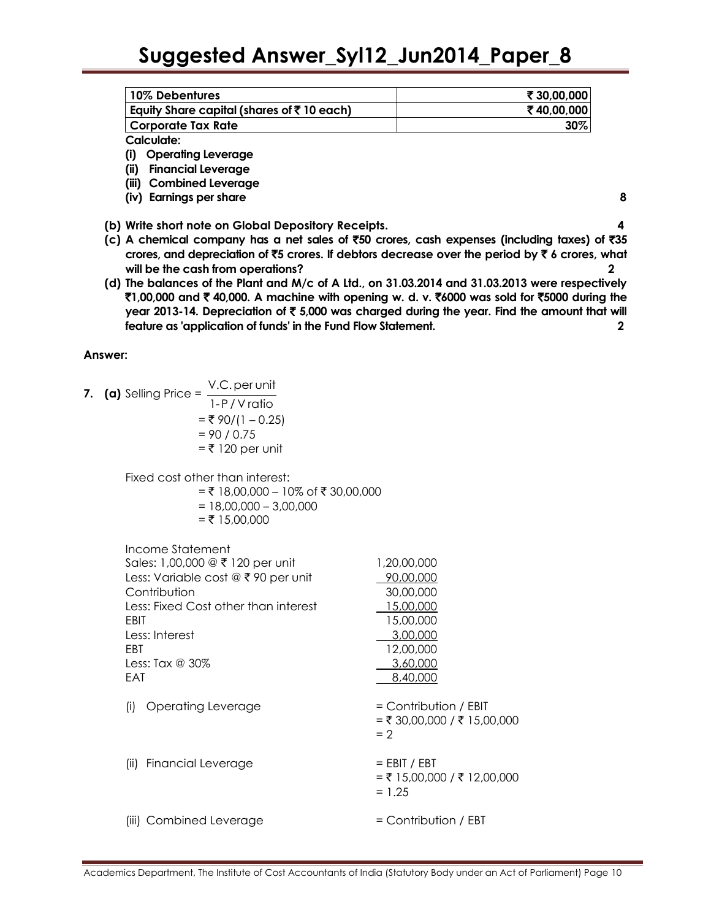| 10% Debentures | ₹ 30,00,000 |
|---|---|
| Equity Share capital (shares of ₹ 10 each) | ₹ 40,00,000 |
| Corporate Tax Rate | 30% |

**Calculate:**

**(i) Operating Leverage**

**(ii) Financial Leverage**

**(iii) Combined Leverage**

**(iv) Earnings per share** **8**

**(b) Write short note on Global Depository Receipts.** **4**

**(c) A chemical company has a net sales of ₹50 crores, cash expenses (including taxes) of ₹35 crores, and depreciation of ₹5 crores. If debtors decrease over the period by ₹ 6 crores, what will be the cash from operations?** **2**

**(d) The balances of the Plant and M/c of A Ltd., on 31.03.2014 and 31.03.2013 were respectively ₹1,00,000 and ₹ 40,000. A machine with opening w. d. v. ₹6000 was sold for ₹5000 during the year 2013-14. Depreciation of ₹ 5,000 was charged during the year. Find the amount that will feature as 'application of funds' in the Fund Flow Statement.** **2**

**Answer:**

**7. (a)** Selling Price = $\frac{\text{V.C. per unit}}{\text{1-P / V ratio}}$

= ₹ 90/(1 – 0.25)

= 90 / 0.75

= ₹ 120 per unit

Fixed cost other than interest:

= ₹ 18,00,000 – 10% of ₹ 30,00,000

= 18,00,000 – 3,00,000

= ₹ 15,00,000

Income Statement

| | |
|---|---|
| Sales: 1,00,000 @ ₹ 120 per unit | 1,20,00,000 |
| Less: Variable cost @ ₹ 90 per unit | 90,00,000 |
| Contribution | 30,00,000 |
| Less: Fixed Cost other than interest | 15,00,000 |
| EBIT | 15,00,000 |
| Less: Interest | 3,00,000 |
| EBT | 12,00,000 |
| Less: Tax @ 30% | 3,60,000 |
| EAT | 8,40,000 |

(i) Operating Leverage = Contribution / EBIT
= ₹ 30,00,000 / ₹ 15,00,000
= 2

(ii) Financial Leverage = EBIT / EBT
= ₹ 15,00,000 / ₹ 12,00,000
= 1.25

(iii) Combined Leverage = Contribution / EBT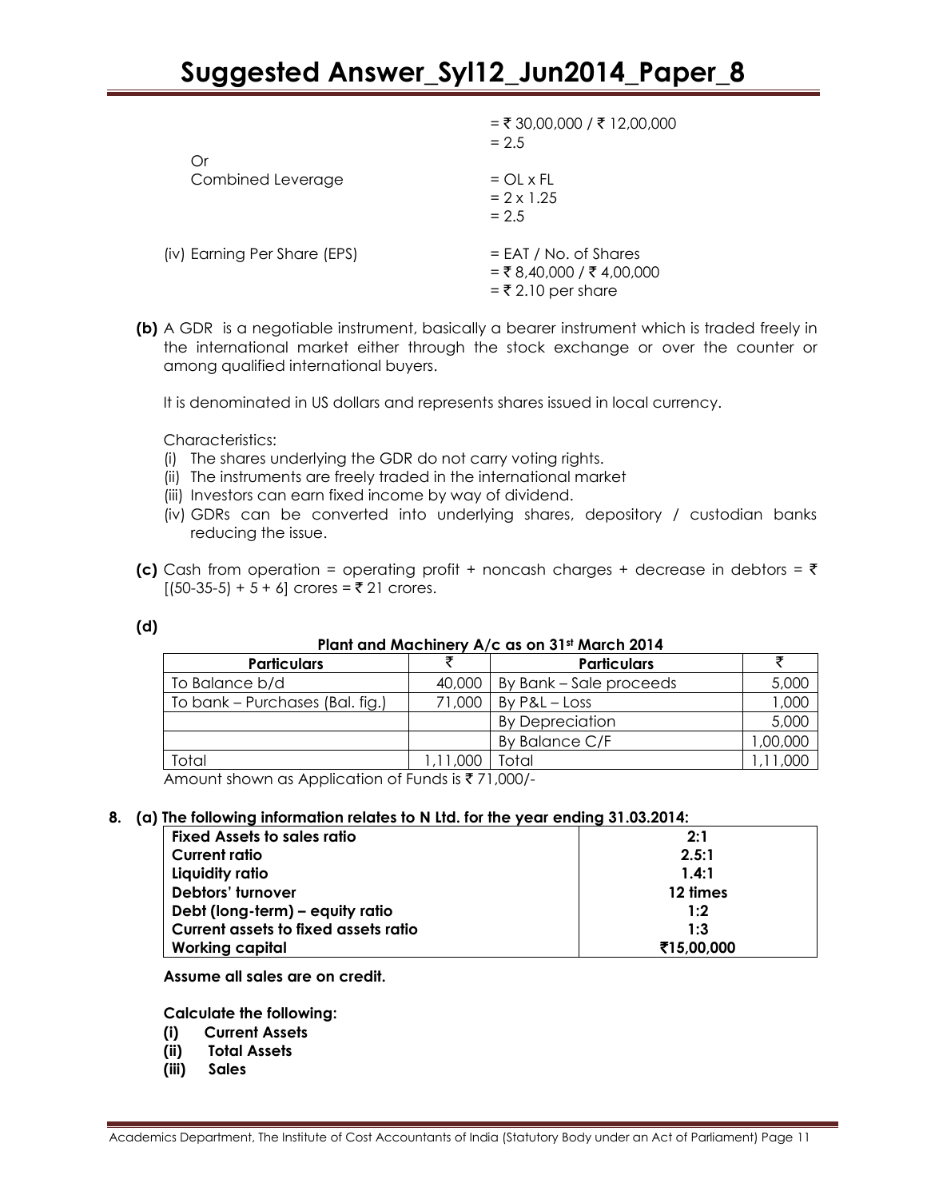= ₹ 30,00,000 / ₹ 12,00,000
= 2.5

Or

Combined Leverage = OL x FL
= 2 x 1.25
= 2.5

(iv) Earning Per Share (EPS) = EAT / No. of Shares
= ₹ 8,40,000 / ₹ 4,00,000
= ₹ 2.10 per share

**(b)** A GDR is a negotiable instrument, basically a bearer instrument which is traded freely in the international market either through the stock exchange or over the counter or among qualified international buyers.

It is denominated in US dollars and represents shares issued in local currency.

Characteristics:

(i) The shares underlying the GDR do not carry voting rights.
(ii) The instruments are freely traded in the international market
(iii) Investors can earn fixed income by way of dividend.
(iv) GDRs can be converted into underlying shares, depository / custodian banks reducing the issue.

**(c)** Cash from operation = operating profit + noncash charges + decrease in debtors = ₹ [(50-35-5) + 5 + 6] crores = ₹ 21 crores.

**(d)**

**Plant and Machinery A/c as on 31st March 2014**

| Particulars | ₹ | Particulars | ₹ |
|---|---|---|---|
| To Balance b/d | 40,000 | By Bank – Sale proceeds | 5,000 |
| To bank – Purchases (Bal. fig.) | 71,000 | By P&L – Loss | 1,000 |
| | | By Depreciation | 5,000 |
| | | By Balance C/F | 1,00,000 |
| Total | 1,11,000 | Total | 1,11,000 |

Amount shown as Application of Funds is ₹ 71,000/-

**8. (a) The following information relates to N Ltd. for the year ending 31.03.2014:**

| | |
|---|---|
| **Fixed Assets to sales ratio** | **2:1** |
| **Current ratio** | **2.5:1** |
| **Liquidity ratio** | **1.4:1** |
| **Debtors' turnover** | **12 times** |
| **Debt (long-term) – equity ratio** | **1:2** |
| **Current assets to fixed assets ratio** | **1:3** |
| **Working capital** | **₹15,00,000** |

**Assume all sales are on credit.**

**Calculate the following:**

**(i) Current Assets**
**(ii) Total Assets**
**(iii) Sales**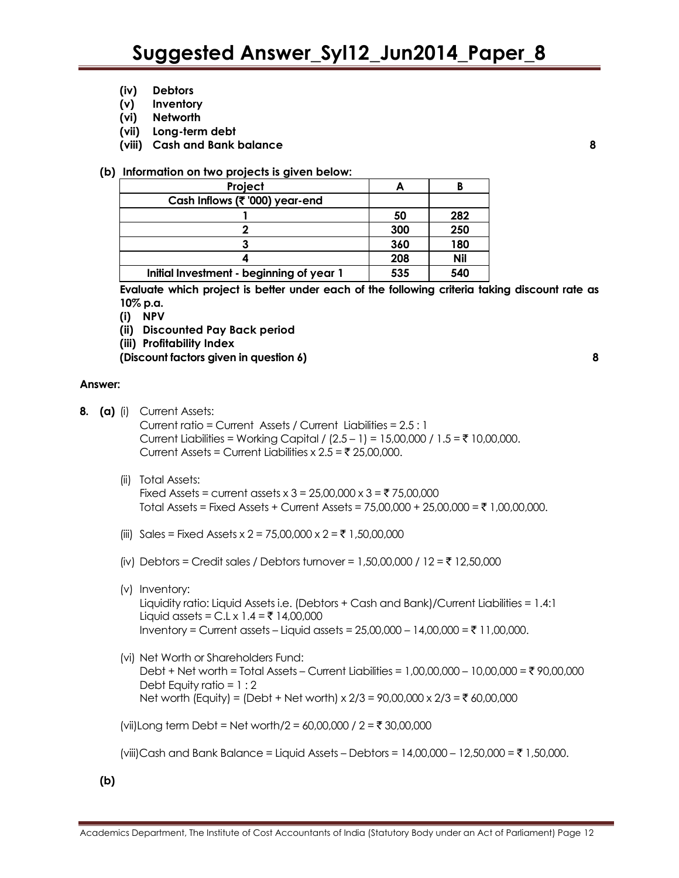- **(iv) Debtors**
- **(v) Inventory**
- **(vi) Networth**
- **(vii) Long-term debt**
- **(viii) Cash and Bank balance** **8**

**(b) Information on two projects is given below:**

| Project | A | B |
|---|---|---|
| Cash Inflows (₹ '000) year-end | | |
| 1 | 50 | 282 |
| 2 | 300 | 250 |
| 3 | 360 | 180 |
| 4 | 208 | Nil |
| Initial Investment - beginning of year 1 | 535 | 540 |

**Evaluate which project is better under each of the following criteria taking discount rate as 10% p.a.**

**(i) NPV**

**(ii) Discounted Pay Back period**

**(iii) Profitability Index**

**(Discount factors given in question 6)** **8**

**Answer:**

**8. (a)** (i) Current Assets:

Current ratio = Current Assets / Current Liabilities = 2.5 : 1

Current Liabilities = Working Capital / (2.5 – 1) = 15,00,000 / 1.5 = ₹ 10,00,000.

Current Assets = Current Liabilities x 2.5 = ₹ 25,00,000.

(ii) Total Assets:

Fixed Assets = current assets x 3 = 25,00,000 x 3 = ₹ 75,00,000

Total Assets = Fixed Assets + Current Assets = 75,00,000 + 25,00,000 = ₹ 1,00,00,000.

(iii) Sales = Fixed Assets x 2 = 75,00,000 x 2 = ₹ 1,50,00,000

(iv) Debtors = Credit sales / Debtors turnover = 1,50,00,000 / 12 = ₹ 12,50,000

(v) Inventory:

Liquidity ratio: Liquid Assets i.e. (Debtors + Cash and Bank)/Current Liabilities = 1.4:1

Liquid assets = C.L x 1.4 = ₹ 14,00,000

Inventory = Current assets – Liquid assets = 25,00,000 – 14,00,000 = ₹ 11,00,000.

(vi) Net Worth or Shareholders Fund:

Debt + Net worth = Total Assets – Current Liabilities = 1,00,00,000 – 10,00,000 = ₹ 90,00,000

Debt Equity ratio = 1 : 2

Net worth (Equity) = (Debt + Net worth) x 2/3 = 90,00,000 x 2/3 = ₹ 60,00,000

(vii) Long term Debt = Net worth/2 = 60,00,000 / 2 = ₹ 30,00,000

(viii) Cash and Bank Balance = Liquid Assets – Debtors = 14,00,000 – 12,50,000 = ₹ 1,50,000.

**(b)**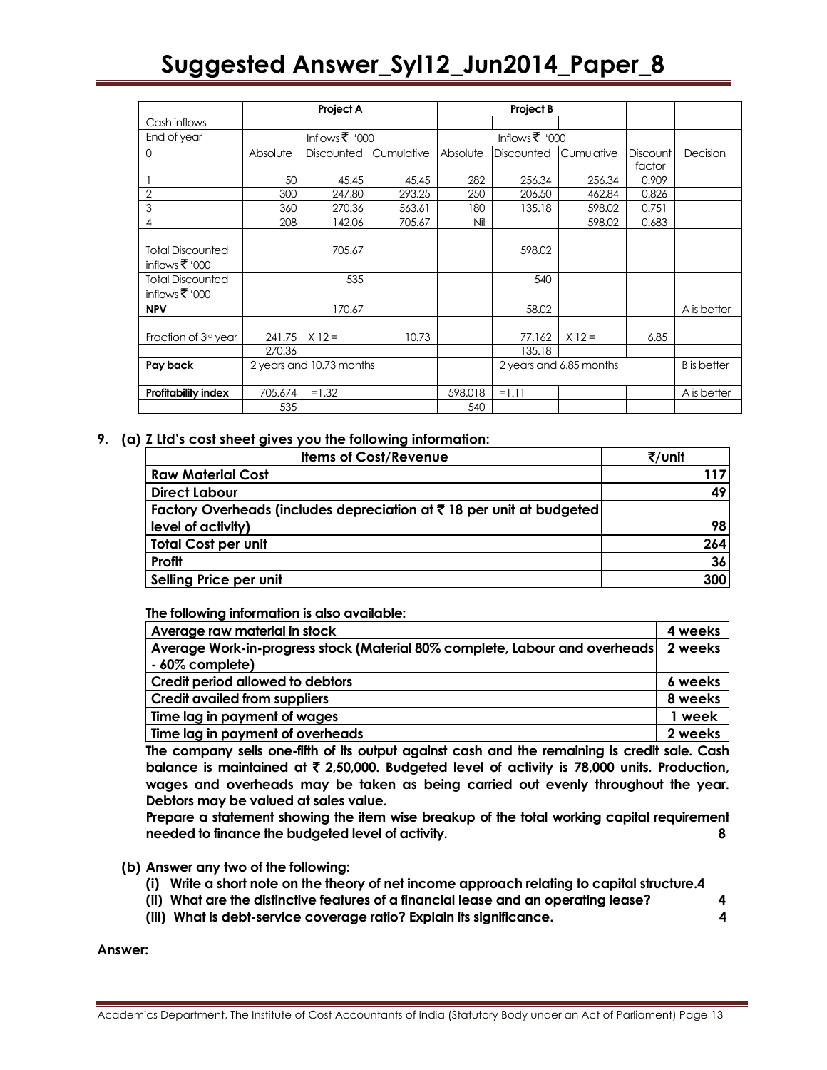|  | Project A |  |  | Project B |  |  |  |  |
|---|---|---|---|---|---|---|---|---|
| Cash inflows |  |  |  |  |  |  |  |  |
| End of year | Inflows ₹ '000 |  |  | Inflows ₹ '000 |  |  |  |  |
| 0 | Absolute | Discounted | Cumulative | Absolute | Discounted | Cumulative | Discount factor | Decision |
| 1 | 50 | 45.45 | 45.45 | 282 | 256.34 | 256.34 | 0.909 |  |
| 2 | 300 | 247.80 | 293.25 | 250 | 206.50 | 462.84 | 0.826 |  |
| 3 | 360 | 270.36 | 563.61 | 180 | 135.18 | 598.02 | 0.751 |  |
| 4 | 208 | 142.06 | 705.67 | Nil |  | 598.02 | 0.683 |  |
|  |  |  |  |  |  |  |  |  |
| Total Discounted inflows ₹ '000 |  | 705.67 |  |  | 598.02 |  |  |  |
| Total Discounted inflows ₹ '000 |  | 535 |  |  | 540 |  |  |  |
| **NPV** |  | 170.67 |  |  | 58.02 |  |  | A is better |
|  |  |  |  |  |  |  |  |  |
| Fraction of 3rd year | 241.75 | X 12 = | 10.73 |  | 77.162 | X 12 = | 6.85 |  |
|  | 270.36 |  |  |  | 135.18 |  |  |  |
| **Pay back** | 2 years and 10.73 months |  |  |  | 2 years and 6.85 months |  |  | B is better |
|  |  |  |  |  |  |  |  |  |
| **Profitability index** | 705.674 | =1.32 |  | 598.018 | =1.11 |  |  | A is better |
|  | 535 |  |  | 540 |  |  |  |  |

**9. (a) Z Ltd's cost sheet gives you the following information:**

| Items of Cost/Revenue | ₹/unit |
|---|---|
| Raw Material Cost | 117 |
| Direct Labour | 49 |
| Factory Overheads (includes depreciation at ₹ 18 per unit at budgeted level of activity) | 98 |
| Total Cost per unit | 264 |
| Profit | 36 |
| Selling Price per unit | 300 |

**The following information is also available:**

| Average raw material in stock | 4 weeks |
|---|---|
| Average Work-in-progress stock (Material 80% complete, Labour and overheads - 60% complete) | 2 weeks |
| Credit period allowed to debtors | 6 weeks |
| Credit availed from suppliers | 8 weeks |
| Time lag in payment of wages | 1 week |
| Time lag in payment of overheads | 2 weeks |

**The company sells one-fifth of its output against cash and the remaining is credit sale. Cash balance is maintained at ₹ 2,50,000. Budgeted level of activity is 78,000 units. Production, wages and overheads may be taken as being carried out evenly throughout the year. Debtors may be valued at sales value.**

**Prepare a statement showing the item wise breakup of the total working capital requirement needed to finance the budgeted level of activity.** **8**

**(b) Answer any two of the following:**

**(i) Write a short note on the theory of net income approach relating to capital structure.** **4**

**(ii) What are the distinctive features of a financial lease and an operating lease?** **4**

**(iii) What is debt-service coverage ratio? Explain its significance.** **4**

**Answer:**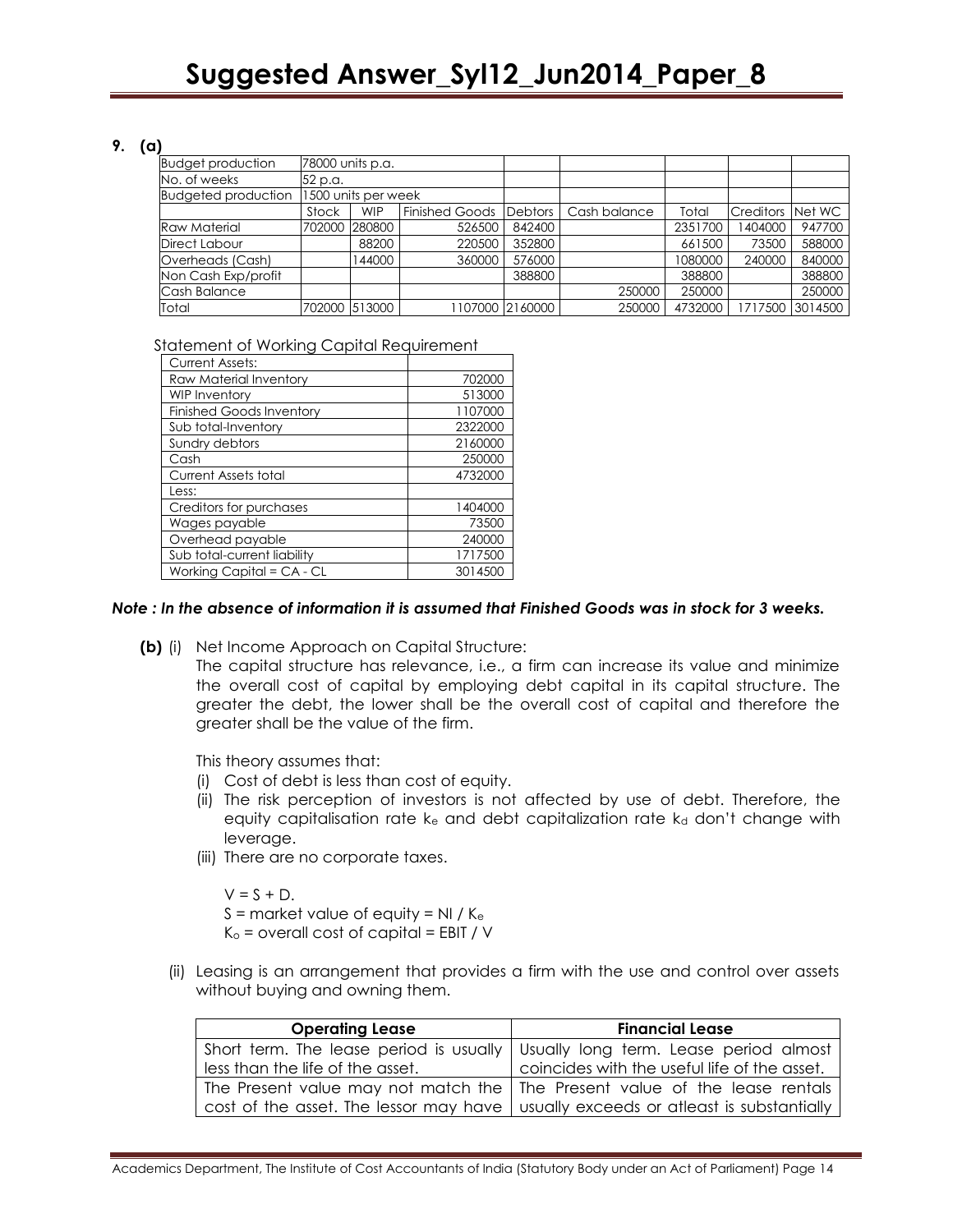**9. (a)**

| Budget production | 78000 units p.a. | | | | | | | |
|---|---|---|---|---|---|---|---|---|
| No. of weeks | 52 p.a. | | | | | | | |
| Budgeted production | 1500 units per week | | | | | | | |
| | Stock | WIP | Finished Goods | Debtors | Cash balance | Total | Creditors | Net WC |
| Raw Material | 702000 | 280800 | 526500 | 842400 | | 2351700 | 1404000 | 947700 |
| Direct Labour | | 88200 | 220500 | 352800 | | 661500 | 73500 | 588000 |
| Overheads (Cash) | | 144000 | 360000 | 576000 | | 1080000 | 240000 | 840000 |
| Non Cash Exp/profit | | | | 388800 | | 388800 | | 388800 |
| Cash Balance | | | | | 250000 | 250000 | | 250000 |
| Total | 702000 | 513000 | 1107000 | 2160000 | 250000 | 4732000 | 1717500 | 3014500 |

Statement of Working Capital Requirement

| Current Assets: | |
|---|---|
| Raw Material Inventory | 702000 |
| WIP Inventory | 513000 |
| Finished Goods Inventory | 1107000 |
| Sub total-Inventory | 2322000 |
| Sundry debtors | 2160000 |
| Cash | 250000 |
| Current Assets total | 4732000 |
| Less: | |
| Creditors for purchases | 1404000 |
| Wages payable | 73500 |
| Overhead payable | 240000 |
| Sub total-current liability | 1717500 |
| Working Capital = CA - CL | 3014500 |

***Note : In the absence of information it is assumed that Finished Goods was in stock for 3 weeks.***

**(b)** (i) Net Income Approach on Capital Structure:

The capital structure has relevance, i.e., a firm can increase its value and minimize the overall cost of capital by employing debt capital in its capital structure. The greater the debt, the lower shall be the overall cost of capital and therefore the greater shall be the value of the firm.

This theory assumes that:

(i) Cost of debt is less than cost of equity.

(ii) The risk perception of investors is not affected by use of debt. Therefore, the equity capitalisation rate $k_e$ and debt capitalization rate $k_d$ don't change with leverage.

(iii) There are no corporate taxes.

$V = S + D.$

$S$ = market value of equity = $NI / K_e$

$K_o$ = overall cost of capital = $EBIT / V$

(ii) Leasing is an arrangement that provides a firm with the use and control over assets without buying and owning them.

| Operating Lease | Financial Lease |
|---|---|
| Short term. The lease period is usually less than the life of the asset. | Usually long term. Lease period almost coincides with the useful life of the asset. |
| The Present value may not match the cost of the asset. The lessor may have | The Present value of the lease rentals usually exceeds or atleast is substantially |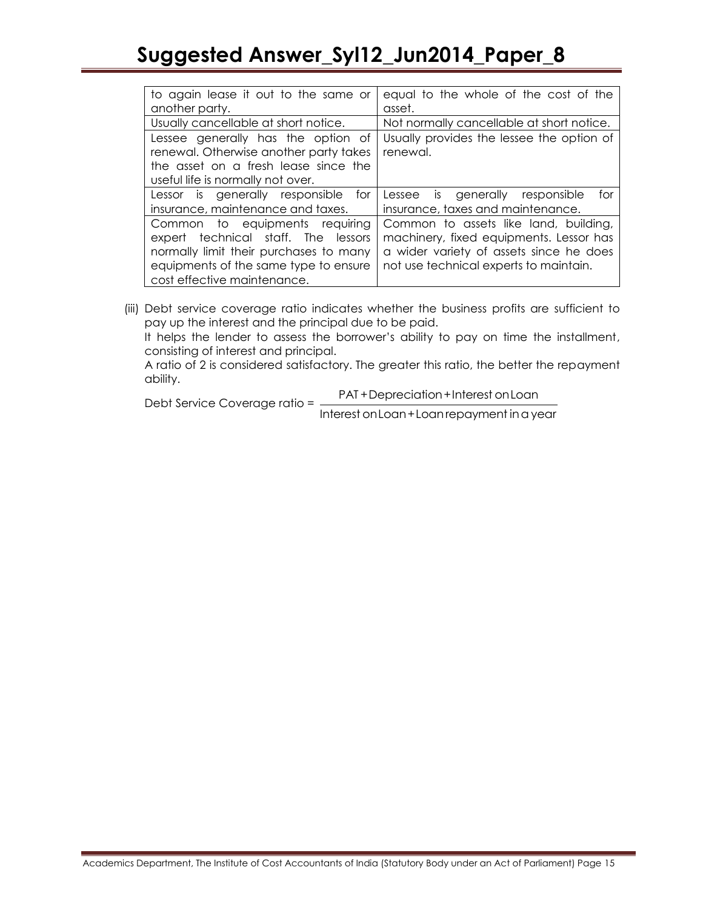| | |
|---|---|
| to again lease it out to the same or another party. | equal to the whole of the cost of the asset. |
| Usually cancellable at short notice. | Not normally cancellable at short notice. |
| Lessee generally has the option of renewal. Otherwise another party takes the asset on a fresh lease since the useful life is normally not over. | Usually provides the lessee the option of renewal. |
| Lessor is generally responsible for insurance, maintenance and taxes. | Lessee is generally responsible for insurance, taxes and maintenance. |
| Common to equipments requiring expert technical staff. The lessors normally limit their purchases to many equipments of the same type to ensure cost effective maintenance. | Common to assets like land, building, machinery, fixed equipments. Lessor has a wider variety of assets since he does not use technical experts to maintain. |

(iii) Debt service coverage ratio indicates whether the business profits are sufficient to pay up the interest and the principal due to be paid.

It helps the lender to assess the borrower's ability to pay on time the installment, consisting of interest and principal.

A ratio of 2 is considered satisfactory. The greater this ratio, the better the repayment ability.

$$\text{Debt Service Coverage ratio} = \frac{\text{PAT} + \text{Depreciation} + \text{Interest on Loan}}{\text{Interest on Loan} + \text{Loan repayment in a year}}$$